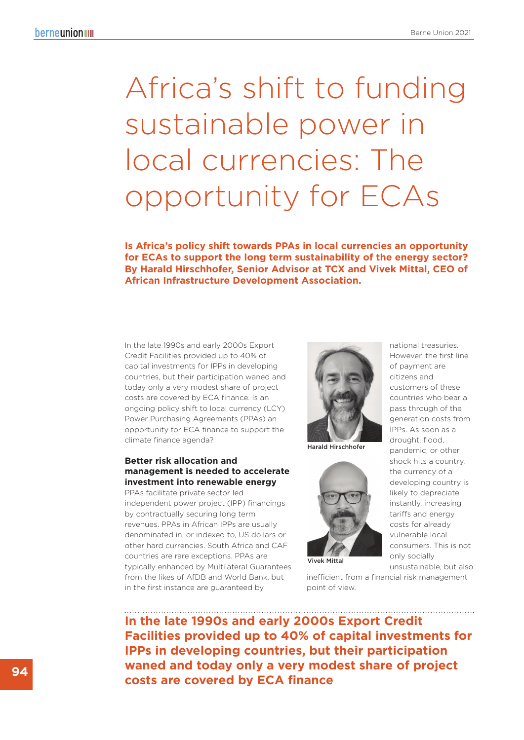# Africa's shift to funding sustainable power in local currencies: The opportunity for ECAs

**Is Africa's policy shift towards PPAs in local currencies an opportunity for ECAs to support the long term sustainability of the energy sector? By Harald Hirschhofer, Senior Advisor at TCX and Vivek Mittal, CEO of African Infrastructure Development Association.**

In the late 1990s and early 2000s Export Credit Facilities provided up to 40% of capital investments for IPPs in developing countries, but their participation waned and today only a very modest share of project costs are covered by ECA finance. Is an ongoing policy shift to local currency (LCY) Power Purchasing Agreements (PPAs) an opportunity for ECA finance to support the climate finance agenda?

## Better risk allocation and management is needed to accelerate investment into renewable energy

PPAs facilitate private sector led independent power project (IPP) financings by contractually securing long term revenues. PPAs in African IPPs are usually denominated in, or indexed to, US dollars or other hard currencies. South Africa and CAF countries are rare exceptions. PPAs are typically enhanced by Multilateral Guarantees from the likes of AfDB and World Bank, but in the first instance are guaranteed by national treasuries. However, the first line of payment are citizens and customers of these countries who bear a pass through of the generation costs from IPPs. As soon as a drought, flood, pandemic, or other shock hits a country, the currency of a developing country is likely to depreciate instantly, increasing tariffs and energy costs for already vulnerable local consumers. This is not only socially unsustainable, but also inefficient from a financial risk management point of view.

Harald Hirschhofer

Vivek Mittal

**In the late 1990s and early 2000s Export Credit Facilities provided up to 40% of capital investments for IPPs in developing countries, but their participation waned and today only a very modest share of project costs are covered by ECA finance**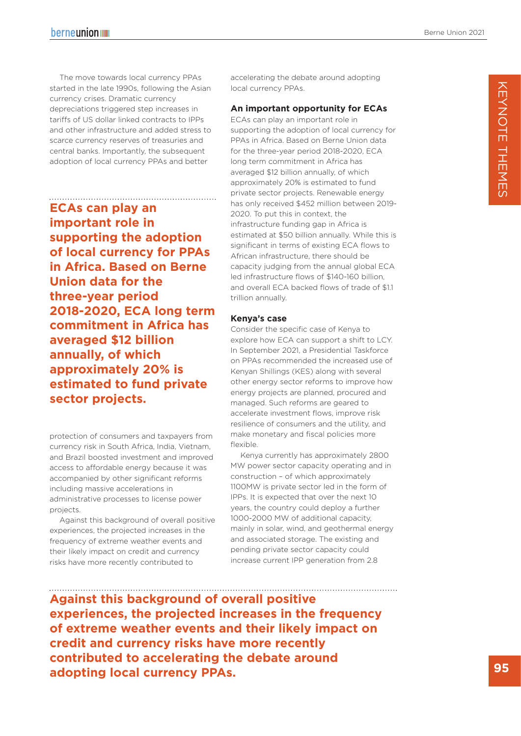The move towards local currency PPAs started in the late 1990s, following the Asian currency crises. Dramatic currency depreciations triggered step increases in tariffs of US dollar linked contracts to IPPs and other infrastructure and added stress to scarce currency reserves of treasuries and central banks. Importantly, the subsequent adoption of local currency PPAs and better protection of consumers and taxpayers from currency risk in South Africa, India, Vietnam, and Brazil boosted investment and improved access to affordable energy because it was accompanied by other significant reforms including massive accelerations in administrative processes to license power projects.

**ECAs can play an important role in supporting the adoption of local currency for PPAs in Africa. Based on Berne Union data for the three-year period 2018-2020, ECA long term commitment in Africa has averaged $12 billion annually, of which approximately 20% is estimated to fund private sector projects.**

Against this background of overall positive experiences, the projected increases in the frequency of extreme weather events and their likely impact on credit and currency risks have more recently contributed to accelerating the debate around adopting local currency PPAs.

### An important opportunity for ECAs

ECAs can play an important role in supporting the adoption of local currency for PPAs in Africa. Based on Berne Union data for the three-year period 2018-2020, ECA long term commitment in Africa has averaged $12 billion annually, of which approximately 20% is estimated to fund private sector projects. Renewable energy has only received $452 million between 2019-2020. To put this in context, the infrastructure funding gap in Africa is estimated at $50 billion annually. While this is significant in terms of existing ECA flows to African infrastructure, there should be capacity judging from the annual global ECA led infrastructure flows of $140-160 billion, and overall ECA backed flows of trade of $1.1 trillion annually.

### Kenya's case

Consider the specific case of Kenya to explore how ECA can support a shift to LCY. In September 2021, a Presidential Taskforce on PPAs recommended the increased use of Kenyan Shillings (KES) along with several other energy sector reforms to improve how energy projects are planned, procured and managed. Such reforms are geared to accelerate investment flows, improve risk resilience of consumers and the utility, and make monetary and fiscal policies more flexible.

Kenya currently has approximately 2800 MW power sector capacity operating and in construction – of which approximately 1100MW is private sector led in the form of IPPs. It is expected that over the next 10 years, the country could deploy a further 1000-2000 MW of additional capacity, mainly in solar, wind, and geothermal energy and associated storage. The existing and pending private sector capacity could increase current IPP generation from 2.8

**Against this background of overall positive experiences, the projected increases in the frequency of extreme weather events and their likely impact on credit and currency risks have more recently contributed to accelerating the debate around adopting local currency PPAs.**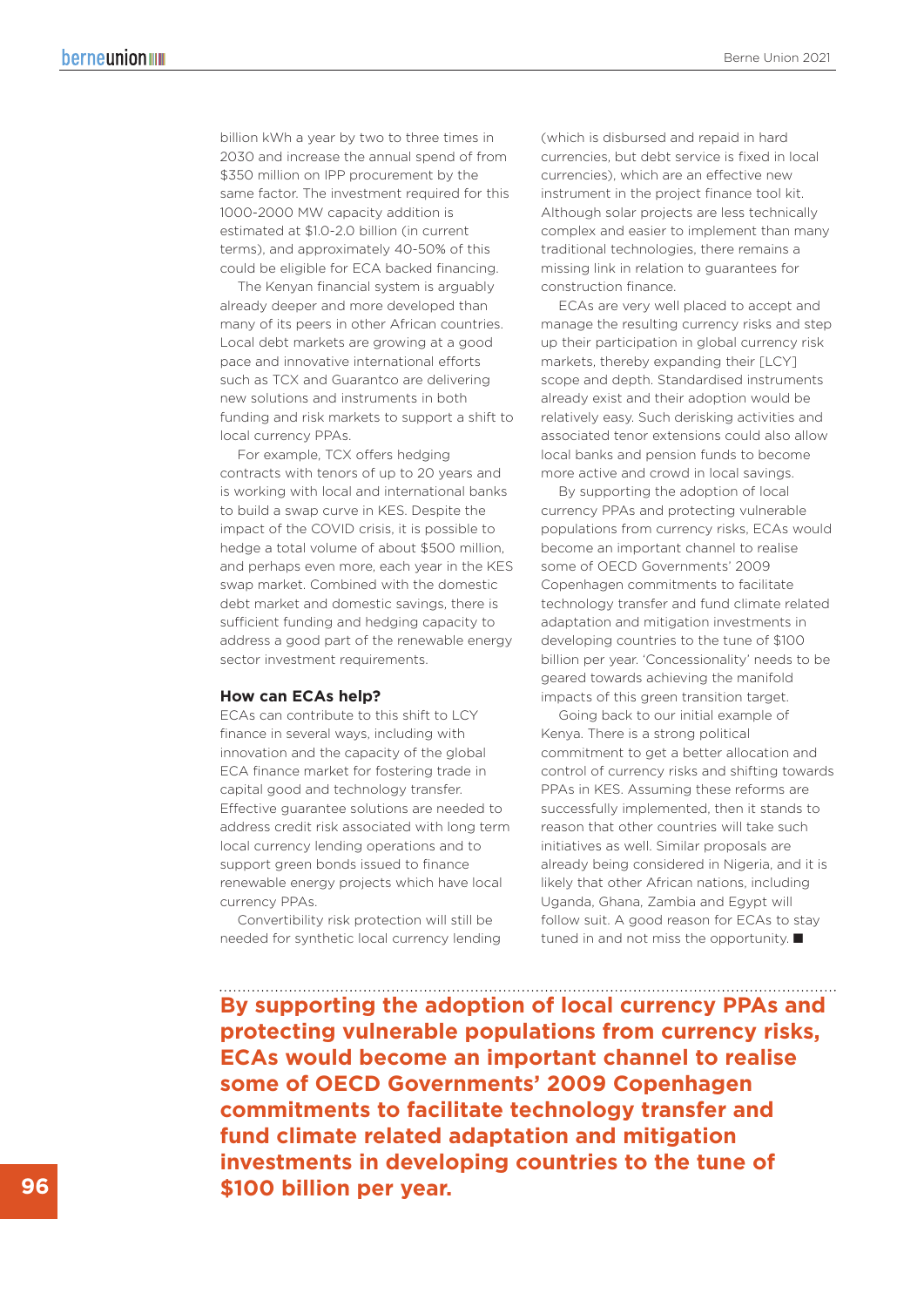billion kWh a year by two to three times in 2030 and increase the annual spend of from $350 million on IPP procurement by the same factor. The investment required for this 1000-2000 MW capacity addition is estimated at $1.0-2.0 billion (in current terms), and approximately 40-50% of this could be eligible for ECA backed financing.

The Kenyan financial system is arguably already deeper and more developed than many of its peers in other African countries. Local debt markets are growing at a good pace and innovative international efforts such as TCX and Guarantco are delivering new solutions and instruments in both funding and risk markets to support a shift to local currency PPAs.

For example, TCX offers hedging contracts with tenors of up to 20 years and is working with local and international banks to build a swap curve in KES. Despite the impact of the COVID crisis, it is possible to hedge a total volume of about $500 million, and perhaps even more, each year in the KES swap market. Combined with the domestic debt market and domestic savings, there is sufficient funding and hedging capacity to address a good part of the renewable energy sector investment requirements.

**How can ECAs help?**

ECAs can contribute to this shift to LCY finance in several ways, including with innovation and the capacity of the global ECA finance market for fostering trade in capital good and technology transfer. Effective guarantee solutions are needed to address credit risk associated with long term local currency lending operations and to support green bonds issued to finance renewable energy projects which have local currency PPAs.

Convertibility risk protection will still be needed for synthetic local currency lending (which is disbursed and repaid in hard currencies, but debt service is fixed in local currencies), which are an effective new instrument in the project finance tool kit. Although solar projects are less technically complex and easier to implement than many traditional technologies, there remains a missing link in relation to guarantees for construction finance.

ECAs are very well placed to accept and manage the resulting currency risks and step up their participation in global currency risk markets, thereby expanding their [LCY] scope and depth. Standardised instruments already exist and their adoption would be relatively easy. Such derisking activities and associated tenor extensions could also allow local banks and pension funds to become more active and crowd in local savings.

By supporting the adoption of local currency PPAs and protecting vulnerable populations from currency risks, ECAs would become an important channel to realise some of OECD Governments' 2009 Copenhagen commitments to facilitate technology transfer and fund climate related adaptation and mitigation investments in developing countries to the tune of $100 billion per year. 'Concessionality' needs to be geared towards achieving the manifold impacts of this green transition target.

Going back to our initial example of Kenya. There is a strong political commitment to get a better allocation and control of currency risks and shifting towards PPAs in KES. Assuming these reforms are successfully implemented, then it stands to reason that other countries will take such initiatives as well. Similar proposals are already being considered in Nigeria, and it is likely that other African nations, including Uganda, Ghana, Zambia and Egypt will follow suit. A good reason for ECAs to stay tuned in and not miss the opportunity. ■

**By supporting the adoption of local currency PPAs and protecting vulnerable populations from currency risks, ECAs would become an important channel to realise some of OECD Governments' 2009 Copenhagen commitments to facilitate technology transfer and fund climate related adaptation and mitigation investments in developing countries to the tune of $100 billion per year.**